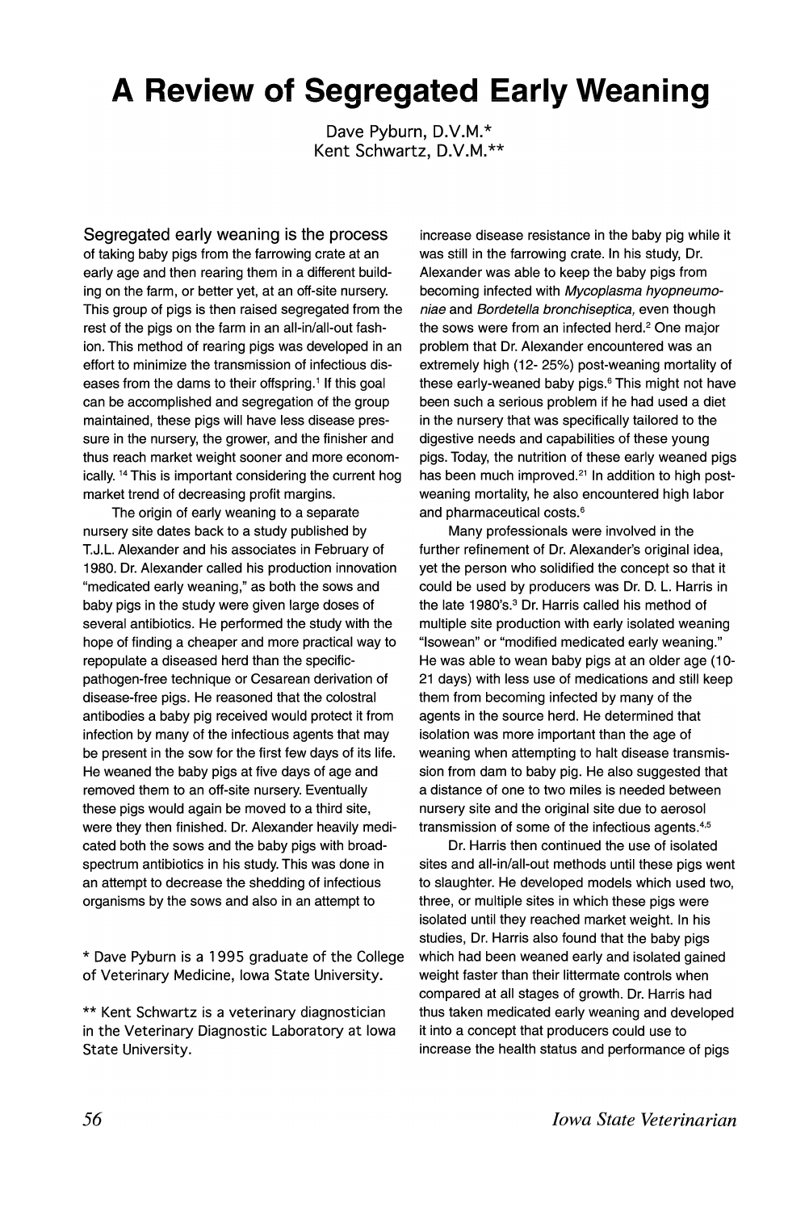# A Review of Segregated Early Weaning

Dave Pyburn, D.V.M.*
Kent Schwartz, D.V.M.**

Segregated early weaning is the process of taking baby pigs from the farrowing crate at an early age and then rearing them in a different building on the farm, or better yet, at an off-site nursery. This group of pigs is then raised segregated from the rest of the pigs on the farm in an all-in/all-out fashion. This method of rearing pigs was developed in an effort to minimize the transmission of infectious diseases from the dams to their offspring.[1] If this goal can be accomplished and segregation of the group maintained, these pigs will have less disease pressure in the nursery, the grower, and the finisher and thus reach market weight sooner and more economically.[14] This is important considering the current hog market trend of decreasing profit margins.

The origin of early weaning to a separate nursery site dates back to a study published by T.J.L. Alexander and his associates in February of 1980. Dr. Alexander called his production innovation "medicated early weaning," as both the sows and baby pigs in the study were given large doses of several antibiotics. He performed the study with the hope of finding a cheaper and more practical way to repopulate a diseased herd than the specific-pathogen-free technique or Cesarean derivation of disease-free pigs. He reasoned that the colostral antibodies a baby pig received would protect it from infection by many of the infectious agents that may be present in the sow for the first few days of its life. He weaned the baby pigs at five days of age and removed them to an off-site nursery. Eventually these pigs would again be moved to a third site, were they then finished. Dr. Alexander heavily medicated both the sows and the baby pigs with broad-spectrum antibiotics in his study. This was done in an attempt to decrease the shedding of infectious organisms by the sows and also in an attempt to increase disease resistance in the baby pig while it was still in the farrowing crate. In his study, Dr. Alexander was able to keep the baby pigs from becoming infected with *Mycoplasma hyopneumoniae* and *Bordetella bronchiseptica,* even though the sows were from an infected herd.[2] One major problem that Dr. Alexander encountered was an extremely high (12- 25%) post-weaning mortality of these early-weaned baby pigs.[6] This might not have been such a serious problem if he had used a diet in the nursery that was specifically tailored to the digestive needs and capabilities of these young pigs. Today, the nutrition of these early weaned pigs has been much improved.[21] In addition to high post-weaning mortality, he also encountered high labor and pharmaceutical costs.[6]

Many professionals were involved in the further refinement of Dr. Alexander's original idea, yet the person who solidified the concept so that it could be used by producers was Dr. D. L. Harris in the late 1980's.[3] Dr. Harris called his method of multiple site production with early isolated weaning "Isowean" or "modified medicated early weaning." He was able to wean baby pigs at an older age (10-21 days) with less use of medications and still keep them from becoming infected by many of the agents in the source herd. He determined that isolation was more important than the age of weaning when attempting to halt disease transmission from dam to baby pig. He also suggested that a distance of one to two miles is needed between nursery site and the original site due to aerosol transmission of some of the infectious agents.[4,5]

Dr. Harris then continued the use of isolated sites and all-in/all-out methods until these pigs went to slaughter. He developed models which used two, three, or multiple sites in which these pigs were isolated until they reached market weight. In his studies, Dr. Harris also found that the baby pigs which had been weaned early and isolated gained weight faster than their littermate controls when compared at all stages of growth. Dr. Harris had thus taken medicated early weaning and developed it into a concept that producers could use to increase the health status and performance of pigs

\* Dave Pyburn is a 1995 graduate of the College of Veterinary Medicine, Iowa State University.

\*\* Kent Schwartz is a veterinary diagnostician in the Veterinary Diagnostic Laboratory at Iowa State University.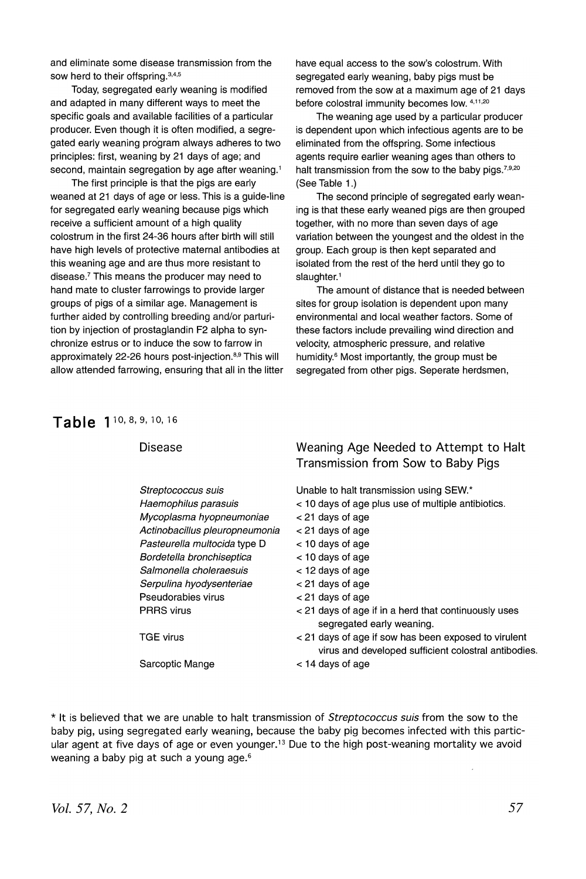and eliminate some disease transmission from the sow herd to their offspring.[3,4,5]

Today, segregated early weaning is modified and adapted in many different ways to meet the specific goals and available facilities of a particular producer. Even though it is often modified, a segregated early weaning program always adheres to two principles: first, weaning by 21 days of age; and second, maintain segregation by age after weaning.[1]

The first principle is that the pigs are early weaned at 21 days of age or less. This is a guide-line for segregated early weaning because pigs which receive a sufficient amount of a high quality colostrum in the first 24-36 hours after birth will still have high levels of protective maternal antibodies at this weaning age and are thus more resistant to disease.[7] This means the producer may need to hand mate to cluster farrowings to provide larger groups of pigs of a similar age. Management is further aided by controlling breeding and/or parturition by injection of prostaglandin F2 alpha to synchronize estrus or to induce the sow to farrow in approximately 22-26 hours post-injection.[8,9] This will allow attended farrowing, ensuring that all in the litter have equal access to the sow's colostrum. With segregated early weaning, baby pigs must be removed from the sow at a maximum age of 21 days before colostral immunity becomes low.[4,11,20]

The weaning age used by a particular producer is dependent upon which infectious agents are to be eliminated from the offspring. Some infectious agents require earlier weaning ages than others to halt transmission from the sow to the baby pigs.[7,9,20] (See Table 1.)

The second principle of segregated early weaning is that these early weaned pigs are then grouped together, with no more than seven days of age variation between the youngest and the oldest in the group. Each group is then kept separated and isolated from the rest of the herd until they go to slaughter.[1]

The amount of distance that is needed between sites for group isolation is dependent upon many environmental and local weather factors. Some of these factors include prevailing wind direction and velocity, atmospheric pressure, and relative humidity.[6] Most importantly, the group must be segregated from other pigs. Seperate herdsmen,

## Table 1[10, 8, 9, 10, 16]

| Disease | Weaning Age Needed to Attempt to Halt Transmission from Sow to Baby Pigs |
|---|---|
| *Streptococcus suis* | Unable to halt transmission using SEW.* |
| *Haemophilus parasuis* | < 10 days of age plus use of multiple antibiotics. |
| *Mycoplasma hyopneumoniae* | < 21 days of age |
| *Actinobacillus pleuropneumonia* | < 21 days of age |
| *Pasteurella multocida* type D | < 10 days of age |
| *Bordetella bronchiseptica* | < 10 days of age |
| *Salmonella choleraesuis* | < 12 days of age |
| *Serpulina hyodysenteriae* | < 21 days of age |
| Pseudorabies virus | < 21 days of age |
| PRRS virus | < 21 days of age if in a herd that continuously uses segregated early weaning. |
| TGE virus | < 21 days of age if sow has been exposed to virulent virus and developed sufficient colostral antibodies. |
| Sarcoptic Mange | < 14 days of age |

\* It is believed that we are unable to halt transmission of *Streptococcus suis* from the sow to the baby pig, using segregated early weaning, because the baby pig becomes infected with this particular agent at five days of age or even younger.[13] Due to the high post-weaning mortality we avoid weaning a baby pig at such a young age.[6]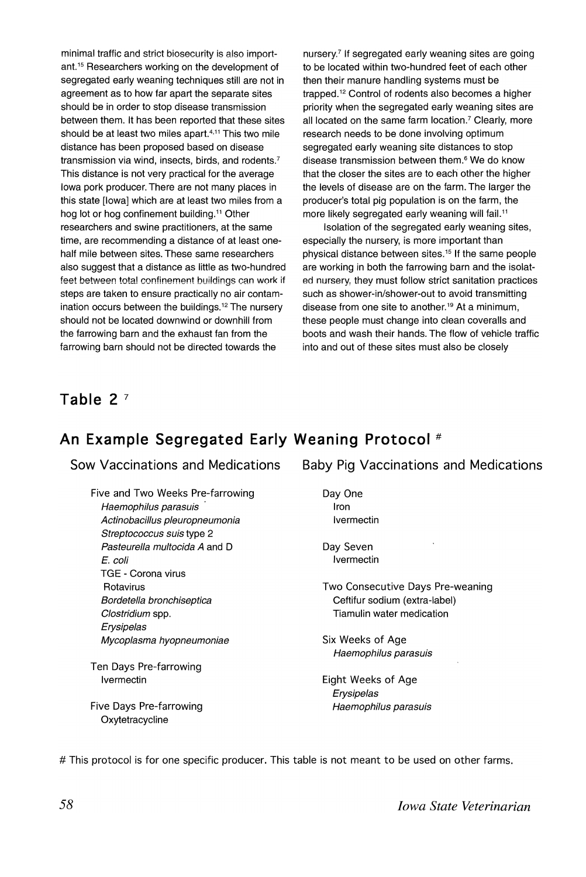minimal traffic and strict biosecurity is also important.[15] Researchers working on the development of segregated early weaning techniques still are not in agreement as to how far apart the separate sites should be in order to stop disease transmission between them. It has been reported that these sites should be at least two miles apart.[4,11] This two mile distance has been proposed based on disease transmission via wind, insects, birds, and rodents.[7] This distance is not very practical for the average Iowa pork producer. There are not many places in this state [Iowa] which are at least two miles from a hog lot or hog confinement building.[11] Other researchers and swine practitioners, at the same time, are recommending a distance of at least one-half mile between sites. These same researchers also suggest that a distance as little as two-hundred feet between total confinement buildings can work if steps are taken to ensure practically no air contamination occurs between the buildings.[12] The nursery should not be located downwind or downhill from the farrowing barn and the exhaust fan from the farrowing barn should not be directed towards the nursery.[7] If segregated early weaning sites are going to be located within two-hundred feet of each other then their manure handling systems must be trapped.[12] Control of rodents also becomes a higher priority when the segregated early weaning sites are all located on the same farm location.[7] Clearly, more research needs to be done involving optimum segregated early weaning site distances to stop disease transmission between them.[6] We do know that the closer the sites are to each other the higher the levels of disease are on the farm. The larger the producer's total pig population is on the farm, the more likely segregated early weaning will fail.[11]

Isolation of the segregated early weaning sites, especially the nursery, is more important than physical distance between sites.[15] If the same people are working in both the farrowing barn and the isolated nursery, they must follow strict sanitation practices such as shower-in/shower-out to avoid transmitting disease from one site to another.[19] At a minimum, these people must change into clean coveralls and boots and wash their hands. The flow of vehicle traffic into and out of these sites must also be closely

## Table 2 [7]

## An Example Segregated Early Weaning Protocol #

### Sow Vaccinations and Medications

**Five and Two Weeks Pre-farrowing**
- *Haemophilus parasuis*
- *Actinobacillus pleuropneumonia*
- *Streptococcus suis* type 2
- *Pasteurella multocida A* and D
- *E. coli*
- TGE - Corona virus
- Rotavirus
- *Bordetella bronchiseptica*
- *Clostridium* spp.
- *Erysipelas*
- *Mycoplasma hyopneumoniae*

**Ten Days Pre-farrowing**
- Ivermectin

**Five Days Pre-farrowing**
- Oxytetracycline

### Baby Pig Vaccinations and Medications

**Day One**
- Iron
- Ivermectin

**Day Seven**
- Ivermectin

**Two Consecutive Days Pre-weaning**
- Ceftifur sodium (extra-label)
- Tiamulin water medication

**Six Weeks of Age**
- *Haemophilus parasuis*

**Eight Weeks of Age**
- *Erysipelas*
- *Haemophilus parasuis*

# This protocol is for one specific producer. This table is not meant to be used on other farms.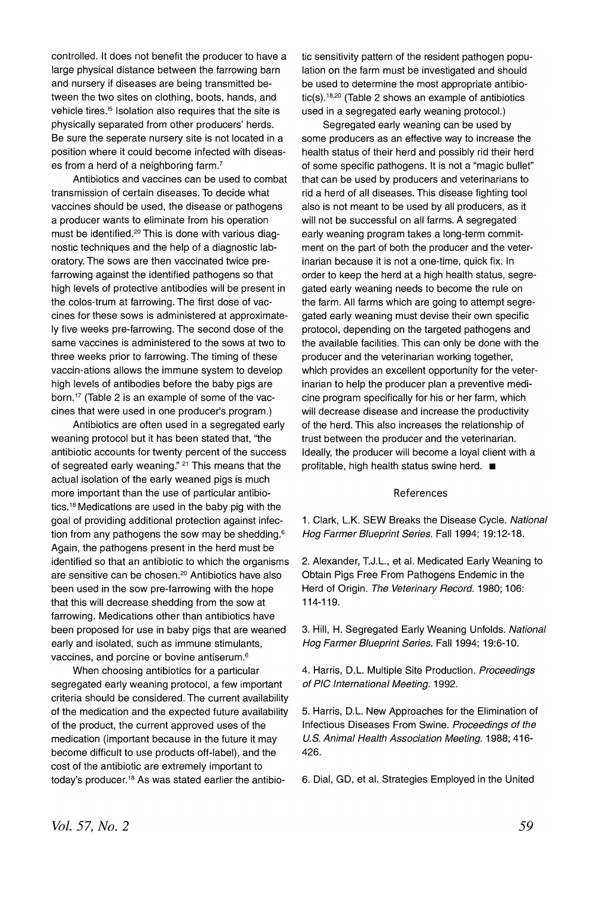controlled. It does not benefit the producer to have a large physical distance between the farrowing barn and nursery if diseases are being transmitted between the two sites on clothing, boots, hands, and vehicle tires.[5] Isolation also requires that the site is physically separated from other producers' herds. Be sure the seperate nursery site is not located in a position where it could become infected with diseases from a herd of a neighboring farm.[7]

Antibiotics and vaccines can be used to combat transmission of certain diseases. To decide what vaccines should be used, the disease or pathogens a producer wants to eliminate from his operation must be identified.[20] This is done with various diagnostic techniques and the help of a diagnostic laboratory. The sows are then vaccinated twice pre-farrowing against the identified pathogens so that high levels of protective antibodies will be present in the colos-trum at farrowing. The first dose of vaccines for these sows is administered at approximately five weeks pre-farrowing. The second dose of the same vaccines is administered to the sows at two to three weeks prior to farrowing. The timing of these vaccin-ations allows the immune system to develop high levels of antibodies before the baby pigs are born.[17] (Table 2 is an example of some of the vaccines that were used in one producer's program.)

Antibiotics are often used in a segregated early weaning protocol but it has been stated that, "the antibiotic accounts for twenty percent of the success of segreated early weaning." [21] This means that the actual isolation of the early weaned pigs is much more important than the use of particular antibiotics.[18] Medications are used in the baby pig with the goal of providing additional protection against infection from any pathogens the sow may be shedding.[6] Again, the pathogens present in the herd must be identified so that an antibiotic to which the organisms are sensitive can be chosen.[20] Antibiotics have also been used in the sow pre-farrowing with the hope that this will decrease shedding from the sow at farrowing. Medications other than antibiotics have been proposed for use in baby pigs that are weaned early and isolated, such as immune stimulants, vaccines, and porcine or bovine antiserum.[6]

When choosing antibiotics for a particular segregated early weaning protocol, a few important criteria should be considered. The current availability of the medication and the expected future availability of the product, the current approved uses of the medication (important because in the future it may become difficult to use products off-label), and the cost of the antibiotic are extremely important to today's producer.[18] As was stated earlier the antibiotic sensitivity pattern of the resident pathogen population on the farm must be investigated and should be used to determine the most appropriate antibiotic(s).[18,20] (Table 2 shows an example of antibiotics used in a segregated early weaning protocol.)

Segregated early weaning can be used by some producers as an effective way to increase the health status of their herd and possibly rid their herd of some specific pathogens. It is not a "magic bullet" that can be used by producers and veterinarians to rid a herd of all diseases. This disease fighting tool also is not meant to be used by all producers, as it will not be successful on all farms. A segregated early weaning program takes a long-term commitment on the part of both the producer and the veterinarian because it is not a one-time, quick fix. In order to keep the herd at a high health status, segregated early weaning needs to become the rule on the farm. All farms which are going to attempt segregated early weaning must devise their own specific protocol, depending on the targeted pathogens and the available facilities. This can only be done with the producer and the veterinarian working together, which provides an excellent opportunity for the veterinarian to help the producer plan a preventive medicine program specifically for his or her farm, which will decrease disease and increase the productivity of the herd. This also increases the relationship of trust between the producer and the veterinarian. Ideally, the producer will become a loyal client with a profitable, high health status swine herd. ■

## References

1. Clark, L.K. SEW Breaks the Disease Cycle. *National Hog Farmer Blueprint Series.* Fall 1994; 19:12-18.

2. Alexander, T.J.L., et al. Medicated Early Weaning to Obtain Pigs Free From Pathogens Endemic in the Herd of Origin. *The Veterinary Record.* 1980; 106: 114-119.

3. Hill, H. Segregated Early Weaning Unfolds. *National Hog Farmer Blueprint Series.* Fall 1994; 19:6-10.

4. Harris, D.L. Multiple Site Production. *Proceedings of PIC International Meeting.* 1992.

5. Harris, D.L. New Approaches for the Elimination of Infectious Diseases From Swine. *Proceedings of the U.S. Animal Health Association Meeting.* 1988; 416-426.

6. Dial, GD, et al. Strategies Employed in the United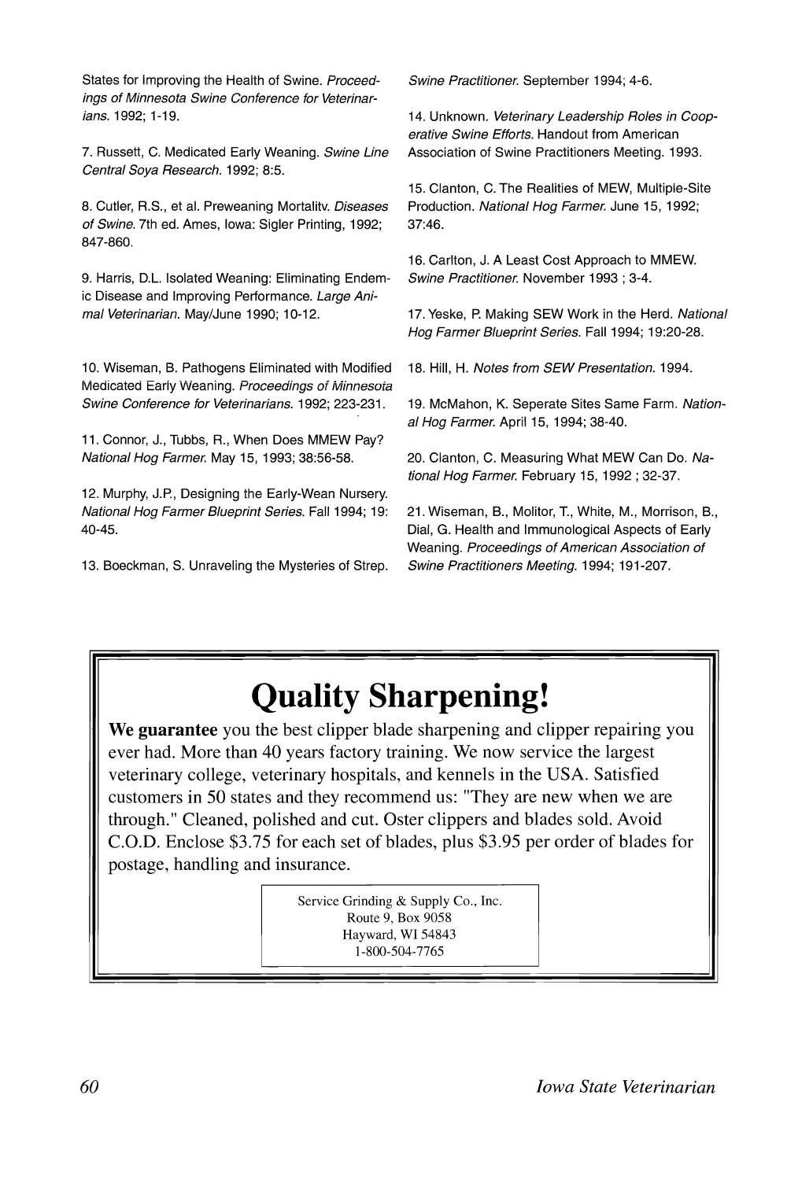States for Improving the Health of Swine. *Proceedings of Minnesota Swine Conference for Veterinarians.* 1992; 1-19.

7. Russett, C. Medicated Early Weaning. *Swine Line Central Soya Research.* 1992; 8:5.

8. Cutler, R.S., et al. Preweaning Mortalitv. *Diseases of Swine.* 7th ed. Ames, Iowa: Sigler Printing, 1992; 847-860.

9. Harris, D.L. Isolated Weaning: Eliminating Endemic Disease and Improving Performance. *Large Animal Veterinarian.* May/June 1990; 10-12.

10. Wiseman, B. Pathogens Eliminated with Modified Medicated Early Weaning. *Proceedings of Minnesota Swine Conference for Veterinarians.* 1992; 223-231.

11. Connor, J., Tubbs, R., When Does MMEW Pay? *National Hog Farmer.* May 15, 1993; 38:56-58.

12. Murphy, J.P., Designing the Early-Wean Nursery. *National Hog Farmer Blueprint Series.* Fall 1994; 19: 40-45.

13. Boeckman, S. Unraveling the Mysteries of Strep. *Swine Practitioner.* September 1994; 4-6.

14. Unknown. *Veterinary Leadership Roles in Cooperative Swine Efforts.* Handout from American Association of Swine Practitioners Meeting. 1993.

15. Clanton, C. The Realities of MEW, Multiple-Site Production. *National Hog Farmer.* June 15, 1992; 37:46.

16. Carlton, J. A Least Cost Approach to MMEW. *Swine Practitioner.* November 1993 ; 3-4.

17. Yeske, P. Making SEW Work in the Herd. *National Hog Farmer Blueprint Series.* Fall 1994; 19:20-28.

18. Hill, H. *Notes from SEW Presentation.* 1994.

19. McMahon, K. Seperate Sites Same Farm. *National Hog Farmer.* April 15, 1994; 38-40.

20. Clanton, C. Measuring What MEW Can Do. *National Hog Farmer.* February 15, 1992 ; 32-37.

21. Wiseman, B., Molitor, T., White, M., Morrison, B., Dial, G. Health and Immunological Aspects of Early Weaning. *Proceedings of American Association of Swine Practitioners Meeting.* 1994; 191-207.

# Quality Sharpening!

**We guarantee** you the best clipper blade sharpening and clipper repairing you ever had. More than 40 years factory training. We now service the largest veterinary college, veterinary hospitals, and kennels in the USA. Satisfied customers in 50 states and they recommend us: "They are new when we are through." Cleaned, polished and cut. Oster clippers and blades sold. Avoid C.O.D. Enclose $3.75 for each set of blades, plus $3.95 per order of blades for postage, handling and insurance.

Service Grinding & Supply Co., Inc.
Route 9, Box 9058
Hayward, WI 54843
1-800-504-7765